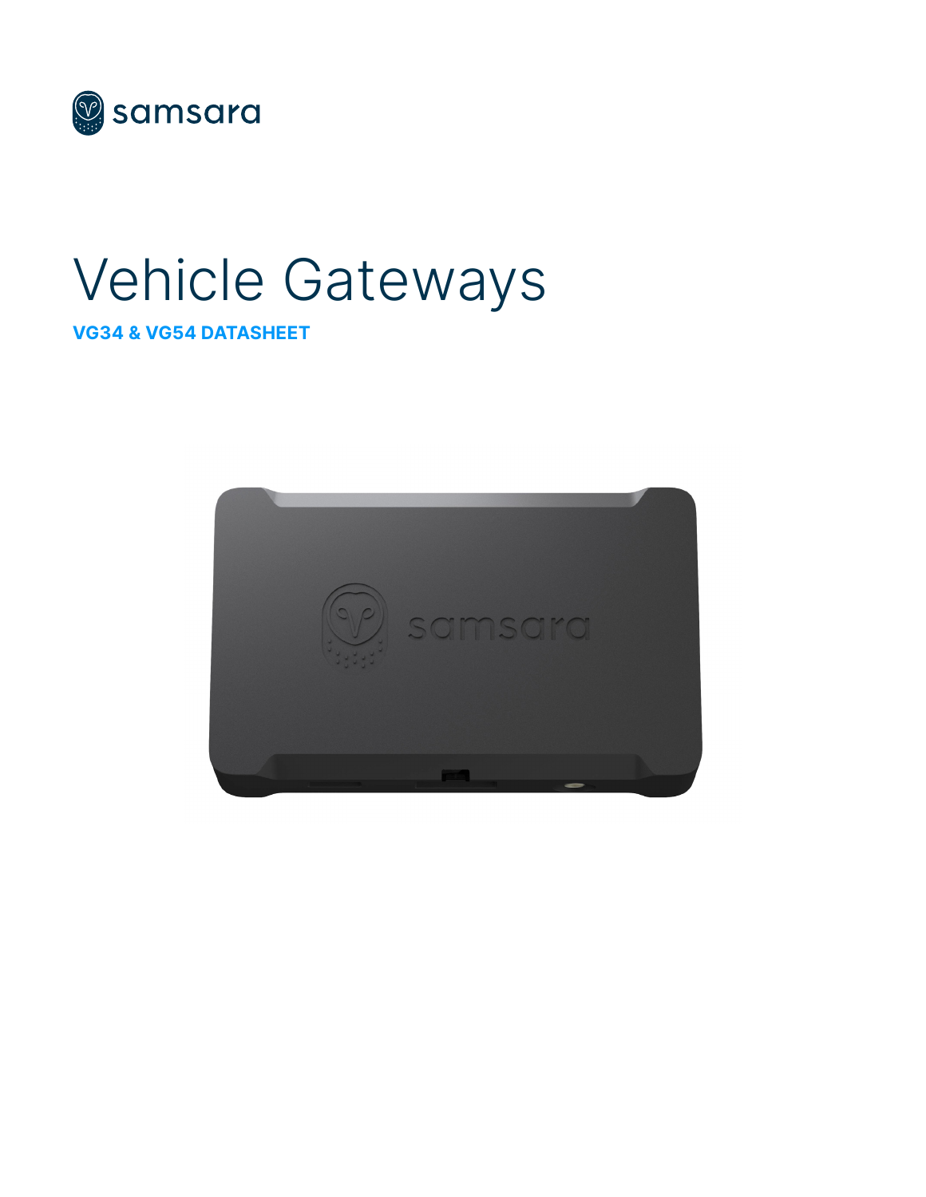samsara

# Vehicle Gateways

**VG34 & VG54 DATASHEET**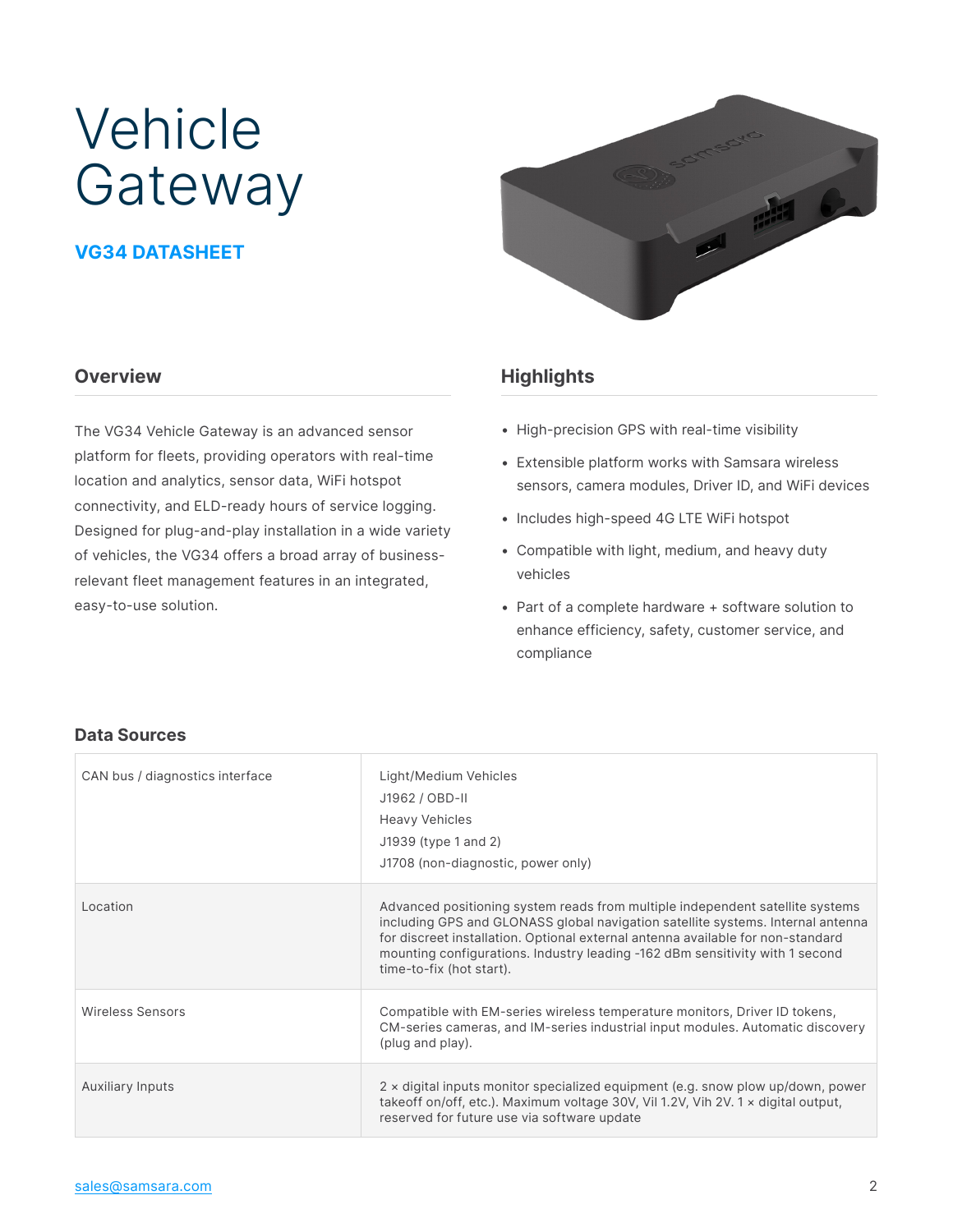# Vehicle Gateway

### VG34 DATASHEET

## Overview

The VG34 Vehicle Gateway is an advanced sensor platform for fleets, providing operators with real-time location and analytics, sensor data, WiFi hotspot connectivity, and ELD-ready hours of service logging. Designed for plug-and-play installation in a wide variety of vehicles, the VG34 offers a broad array of business-relevant fleet management features in an integrated, easy-to-use solution.

## Highlights

- High-precision GPS with real-time visibility
- Extensible platform works with Samsara wireless sensors, camera modules, Driver ID, and WiFi devices
- Includes high-speed 4G LTE WiFi hotspot
- Compatible with light, medium, and heavy duty vehicles
- Part of a complete hardware + software solution to enhance efficiency, safety, customer service, and compliance

## Data Sources

| | |
|---|---|
| CAN bus / diagnostics interface | Light/Medium Vehicles<br>J1962 / OBD-II<br>Heavy Vehicles<br>J1939 (type 1 and 2)<br>J1708 (non-diagnostic, power only) |
| Location | Advanced positioning system reads from multiple independent satellite systems including GPS and GLONASS global navigation satellite systems. Internal antenna for discreet installation. Optional external antenna available for non-standard mounting configurations. Industry leading -162 dBm sensitivity with 1 second time-to-fix (hot start). |
| Wireless Sensors | Compatible with EM-series wireless temperature monitors, Driver ID tokens, CM-series cameras, and IM-series industrial input modules. Automatic discovery (plug and play). |
| Auxiliary Inputs | 2 × digital inputs monitor specialized equipment (e.g. snow plow up/down, power takeoff on/off, etc.). Maximum voltage 30V, Vil 1.2V, Vih 2V. 1 × digital output, reserved for future use via software update |

[sales@samsara.com](mailto:sales@samsara.com)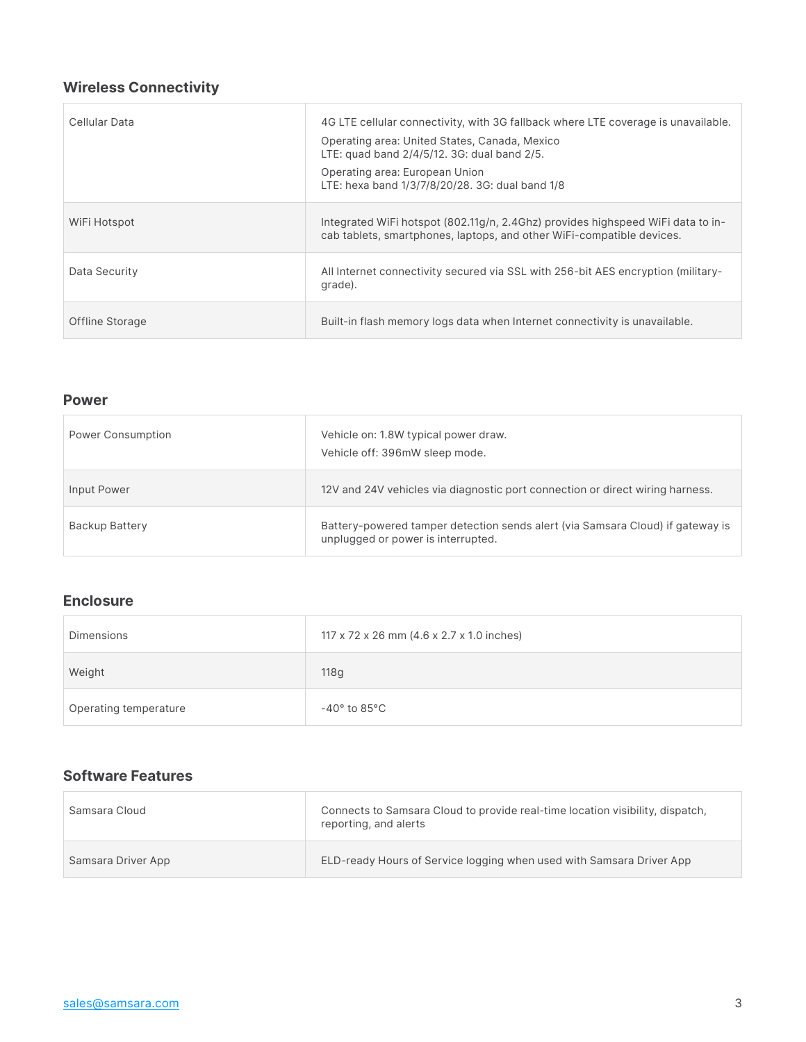### Wireless Connectivity

| | |
|---|---|
| Cellular Data | 4G LTE cellular connectivity, with 3G fallback where LTE coverage is unavailable.<br>Operating area: United States, Canada, Mexico<br>LTE: quad band 2/4/5/12. 3G: dual band 2/5.<br>Operating area: European Union<br>LTE: hexa band 1/3/7/8/20/28. 3G: dual band 1/8 |
| WiFi Hotspot | Integrated WiFi hotspot (802.11g/n, 2.4Ghz) provides highspeed WiFi data to in-cab tablets, smartphones, laptops, and other WiFi-compatible devices. |
| Data Security | All Internet connectivity secured via SSL with 256-bit AES encryption (military-grade). |
| Offline Storage | Built-in flash memory logs data when Internet connectivity is unavailable. |

### Power

| | |
|---|---|
| Power Consumption | Vehicle on: 1.8W typical power draw.<br>Vehicle off: 396mW sleep mode. |
| Input Power | 12V and 24V vehicles via diagnostic port connection or direct wiring harness. |
| Backup Battery | Battery-powered tamper detection sends alert (via Samsara Cloud) if gateway is unplugged or power is interrupted. |

### Enclosure

| | |
|---|---|
| Dimensions | 117 x 72 x 26 mm (4.6 x 2.7 x 1.0 inches) |
| Weight | 118g |
| Operating temperature | -40° to 85°C |

### Software Features

| | |
|---|---|
| Samsara Cloud | Connects to Samsara Cloud to provide real-time location visibility, dispatch, reporting, and alerts |
| Samsara Driver App | ELD-ready Hours of Service logging when used with Samsara Driver App |

sales@samsara.com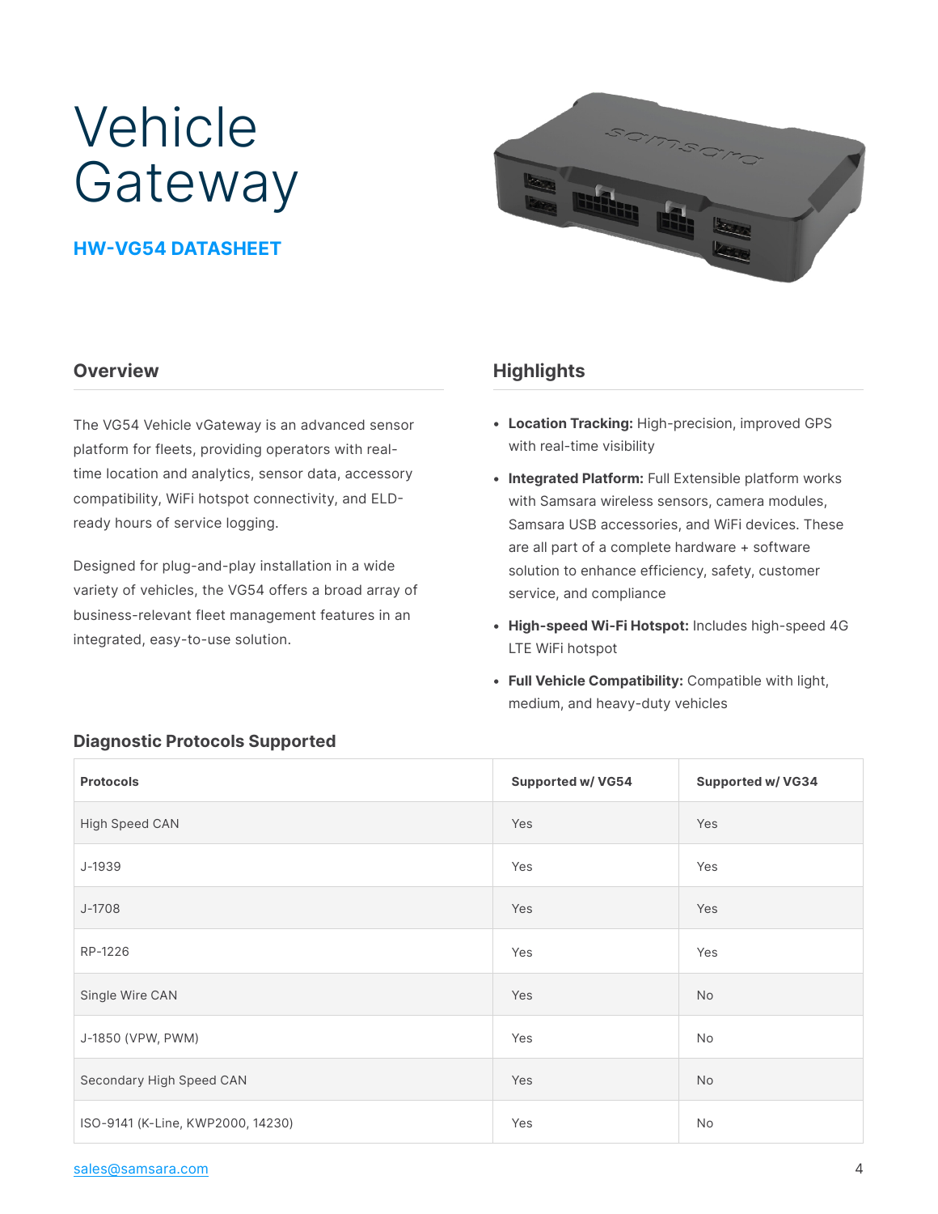# Vehicle Gateway

**HW-VG54 DATASHEET**

## Overview

The VG54 Vehicle vGateway is an advanced sensor platform for fleets, providing operators with real-time location and analytics, sensor data, accessory compatibility, WiFi hotspot connectivity, and ELD-ready hours of service logging.

Designed for plug-and-play installation in a wide variety of vehicles, the VG54 offers a broad array of business-relevant fleet management features in an integrated, easy-to-use solution.

## Highlights

- **Location Tracking:** High-precision, improved GPS with real-time visibility
- **Integrated Platform:** Full Extensible platform works with Samsara wireless sensors, camera modules, Samsara USB accessories, and WiFi devices. These are all part of a complete hardware + software solution to enhance efficiency, safety, customer service, and compliance
- **High-speed Wi-Fi Hotspot:** Includes high-speed 4G LTE WiFi hotspot
- **Full Vehicle Compatibility:** Compatible with light, medium, and heavy-duty vehicles

## Diagnostic Protocols Supported

| Protocols | Supported w/ VG54 | Supported w/ VG34 |
|---|---|---|
| High Speed CAN | Yes | Yes |
| J-1939 | Yes | Yes |
| J-1708 | Yes | Yes |
| RP-1226 | Yes | Yes |
| Single Wire CAN | Yes | No |
| J-1850 (VPW, PWM) | Yes | No |
| Secondary High Speed CAN | Yes | No |
| ISO-9141 (K-Line, KWP2000, 14230) | Yes | No |

sales@samsara.com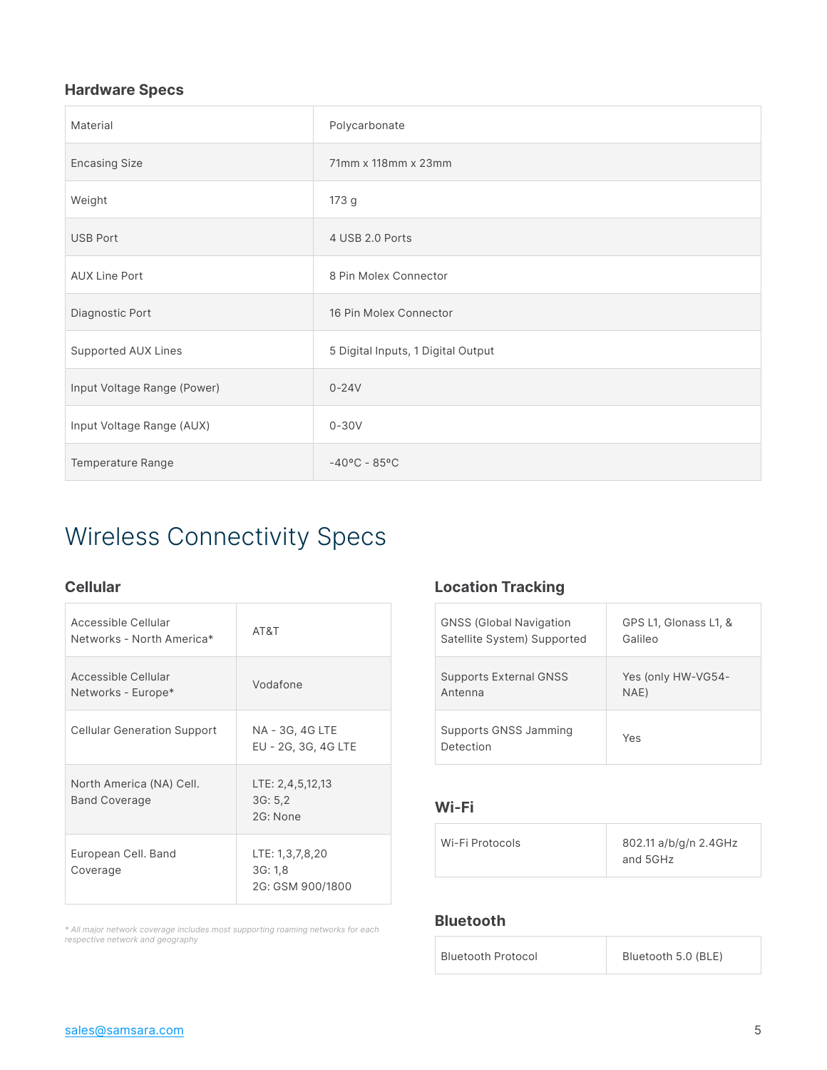### Hardware Specs

| | |
|---|---|
| Material | Polycarbonate |
| Encasing Size | 71mm x 118mm x 23mm |
| Weight | 173 g |
| USB Port | 4 USB 2.0 Ports |
| AUX Line Port | 8 Pin Molex Connector |
| Diagnostic Port | 16 Pin Molex Connector |
| Supported AUX Lines | 5 Digital Inputs, 1 Digital Output |
| Input Voltage Range (Power) | 0-24V |
| Input Voltage Range (AUX) | 0-30V |
| Temperature Range | -40ºC - 85ºC |

## Wireless Connectivity Specs

### Cellular

| | |
|---|---|
| Accessible Cellular Networks - North America* | AT&T |
| Accessible Cellular Networks - Europe* | Vodafone |
| Cellular Generation Support | NA - 3G, 4G LTE<br>EU - 2G, 3G, 4G LTE |
| North America (NA) Cell. Band Coverage | LTE: 2,4,5,12,13<br>3G: 5,2<br>2G: None |
| European Cell. Band Coverage | LTE: 1,3,7,8,20<br>3G: 1,8<br>2G: GSM 900/1800 |

*\* All major network coverage includes most supporting roaming networks for each respective network and geography*

### Location Tracking

| | |
|---|---|
| GNSS (Global Navigation Satellite System) Supported | GPS L1, Glonass L1, & Galileo |
| Supports External GNSS Antenna | Yes (only HW-VG54-NAE) |
| Supports GNSS Jamming Detection | Yes |

### Wi-Fi

| | |
|---|---|
| Wi-Fi Protocols | 802.11 a/b/g/n 2.4GHz and 5GHz |

### Bluetooth

| | |
|---|---|
| Bluetooth Protocol | Bluetooth 5.0 (BLE) |

sales@samsara.com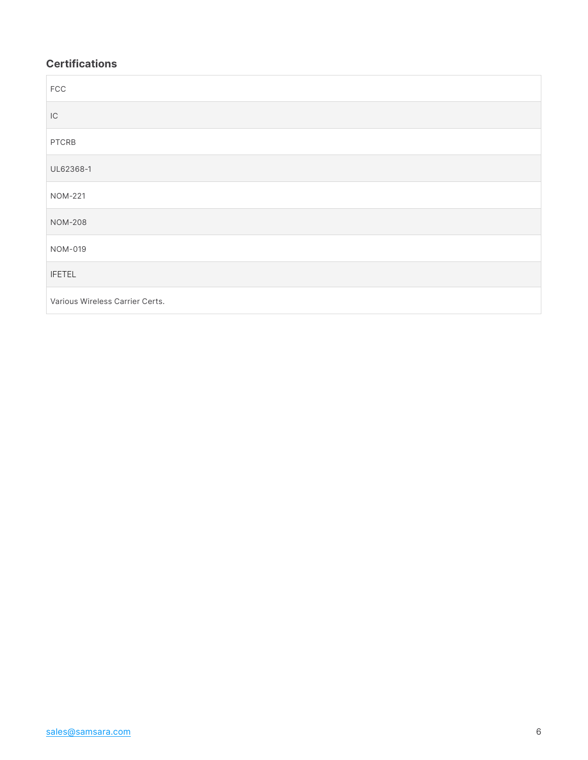## Certifications

| |
|---|
| FCC |
| IC |
| PTCRB |
| UL62368-1 |
| NOM-221 |
| NOM-208 |
| NOM-019 |
| IFETEL |
| Various Wireless Carrier Certs. |

sales@samsara.com